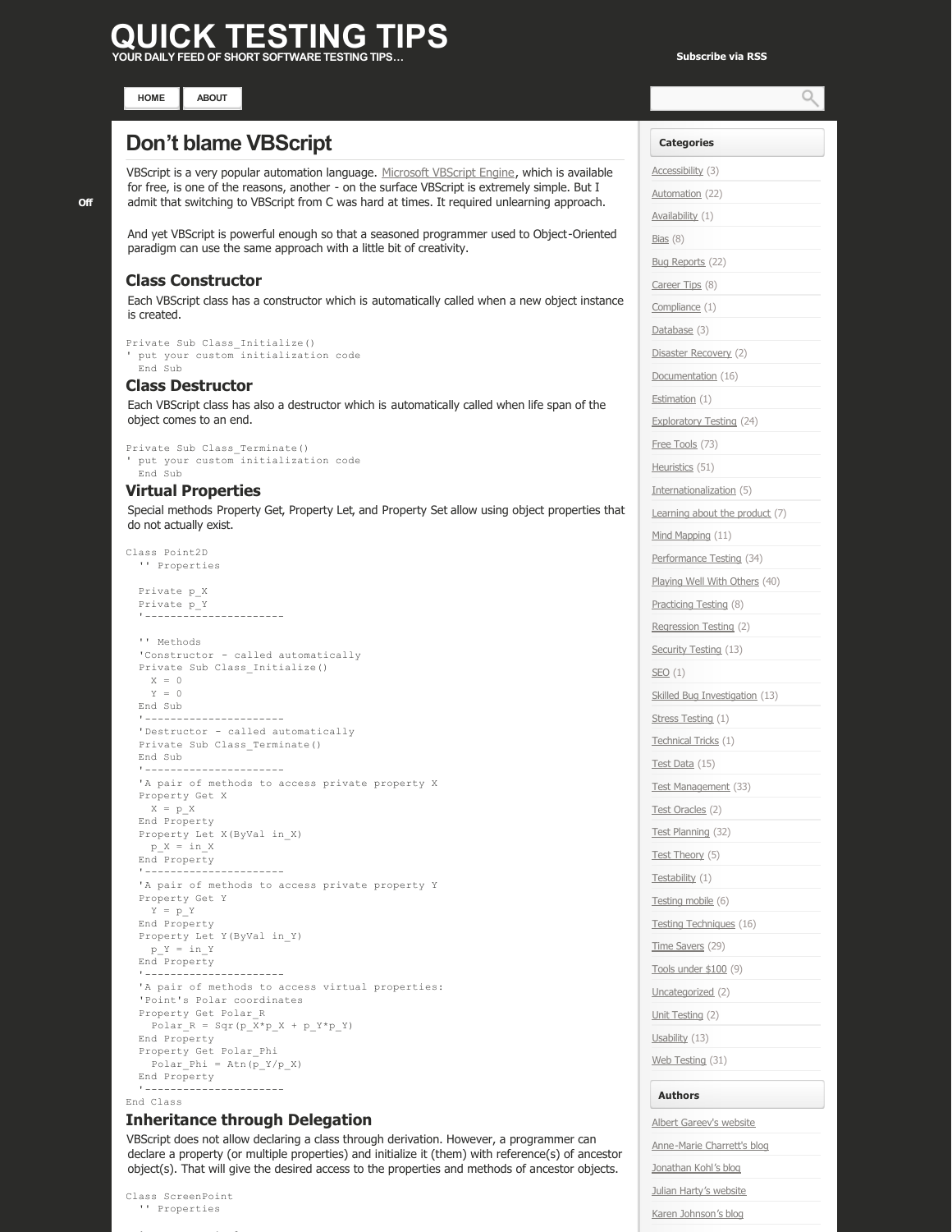# QUICK TESTING TIPS

YOUR DAILY FEED OF SHORT SOFTWARE TESTING TIPS…

Subscribe via RSS

HOME ABOUT

## Don't blame VBScript

VBScript is a very popular automation language. Microsoft VBScript Engine, which is available for free, is one of the reasons, another - on the surface VBScript is extremely simple. But I admit that switching to VBScript from C was hard at times. It required unlearning approach.

And yet VBScript is powerful enough so that a seasoned programmer used to Object-Oriented paradigm can use the same approach with a little bit of creativity.

### Class Constructor

Each VBScript class has a constructor which is automatically called when a new object instance is created.

```
Private Sub Class_Initialize()
' put your custom initialization code
  End Sub
```

### Class Destructor

Each VBScript class has also a destructor which is automatically called when life span of the object comes to an end.

```
Private Sub Class_Terminate()
' put your custom initialization code
  End Sub
```

### Virtual Properties

Special methods Property Get, Property Let, and Property Set allow using object properties that do not actually exist.

```
Class Point2D
  '' Properties

  Private p_X
  Private p_Y
  '----------------------

  '' Methods
  'Constructor - called automatically
  Private Sub Class_Initialize()
    X = 0
    Y = 0
  End Sub
  '----------------------
  'Destructor - called automatically
  Private Sub Class_Terminate()
  End Sub
  '----------------------
  'A pair of methods to access private property X
  Property Get X
    X = p_X
  End Property
  Property Let X(ByVal in_X)
    p_X = in_X
  End Property
  '----------------------
  'A pair of methods to access private property Y
  Property Get Y
    Y = p_Y
  End Property
  Property Let Y(ByVal in_Y)
    p_Y = in_Y
  End Property
  '----------------------
  'A pair of methods to access virtual properties:
  'Point's Polar coordinates
  Property Get Polar_R
    Polar_R = Sqr(p_X*p_X + p_Y*p_Y)
  End Property
  Property Get Polar_Phi
    Polar_Phi = Atn(p_Y/p_X)
  End Property
  '----------------------
End Class
```

### Inheritance through Delegation

VBScript does not allow declaring a class through derivation. However, a programmer can declare a property (or multiple properties) and initialize it (them) with reference(s) of ancestor object(s). That will give the desired access to the properties and methods of ancestor objects.

```
Class ScreenPoint
  '' Properties
```

### Categories

- Accessibility (3)
- Automation (22)
- Availability (1)
- Bias (8)
- Bug Reports (22)
- Career Tips (8)
- Compliance (1)
- Database (3)
- Disaster Recovery (2)
- Documentation (16)
- Estimation (1)
- Exploratory Testing (24)
- Free Tools (73)
- Heuristics (51)
- Internationalization (5)
- Learning about the product (7)
- Mind Mapping (11)
- Performance Testing (34)
- Playing Well With Others (40)
- Practicing Testing (8)
- Regression Testing (2)
- Security Testing (13)
- SEO (1)
- Skilled Bug Investigation (13)
- Stress Testing (1)
- Technical Tricks (1)
- Test Data (15)
- Test Management (33)
- Test Oracles (2)
- Test Planning (32)
- Test Theory (5)
- Testability (1)
- Testing mobile (6)
- Testing Techniques (16)
- Time Savers (29)
- Tools under $100 (9)
- Uncategorized (2)
- Unit Testing (2)
- Usability (13)
- Web Testing (31)

### Authors

- Albert Gareev's website
- Anne-Marie Charrett's blog
- Jonathan Kohl's blog
- Julian Harty's website
- Karen Johnson's blog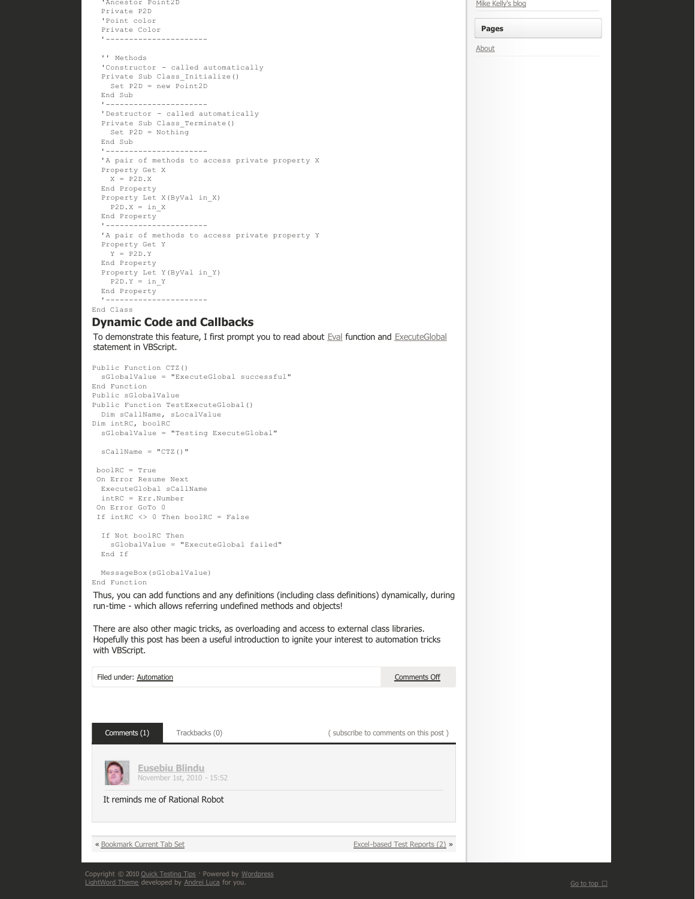```
  'Ancestor Point2D
  Private P2D
  'Point color
  Private Color
  '----------------------

  '' Methods
  'Constructor - called automatically
  Private Sub Class_Initialize()
    Set P2D = new Point2D
  End Sub
  '----------------------
  'Destructor - called automatically
  Private Sub Class_Terminate()
    Set P2D = Nothing
  End Sub
  '----------------------
  'A pair of methods to access private property X
  Property Get X
    X = P2D.X
  End Property
  Property Let X(ByVal in_X)
    P2D.X = in_X
  End Property
  '----------------------
  'A pair of methods to access private property Y
  Property Get Y
    Y = P2D.Y
  End Property
  Property Let Y(ByVal in_Y)
    P2D.Y = in_Y
  End Property
  '----------------------
End Class
```

## Dynamic Code and Callbacks

To demonstrate this feature, I first prompt you to read about Eval function and ExecuteGlobal statement in VBScript.

```
Public Function CTZ()
  sGlobalValue = "ExecuteGlobal successful"
End Function
Public sGlobalValue
Public Function TestExecuteGlobal()
  Dim sCallName, sLocalValue
Dim intRC, boolRC
  sGlobalValue = "Testing ExecuteGlobal"

  sCallName = "CTZ()"

 boolRC = True
 On Error Resume Next
  ExecuteGlobal sCallName
  intRC = Err.Number
 On Error GoTo 0
 If intRC <> 0 Then boolRC = False

  If Not boolRC Then
    sGlobalValue = "ExecuteGlobal failed"
  End If

  MessageBox(sGlobalValue)
End Function
```

Thus, you can add functions and any definitions (including class definitions) dynamically, during run-time - which allows referring undefined methods and objects!

There are also other magic tricks, as overloading and access to external class libraries. Hopefully this post has been a useful introduction to ignite your interest to automation tricks with VBScript.

Filed under: Automation | Comments Off

Comments (1) | Trackbacks (0) | ( subscribe to comments on this post )

**Eusebiu Blindu**
November 1st, 2010 - 15:52

It reminds me of Rational Robot

« Bookmark Current Tab Set | Excel-based Test Reports (2) »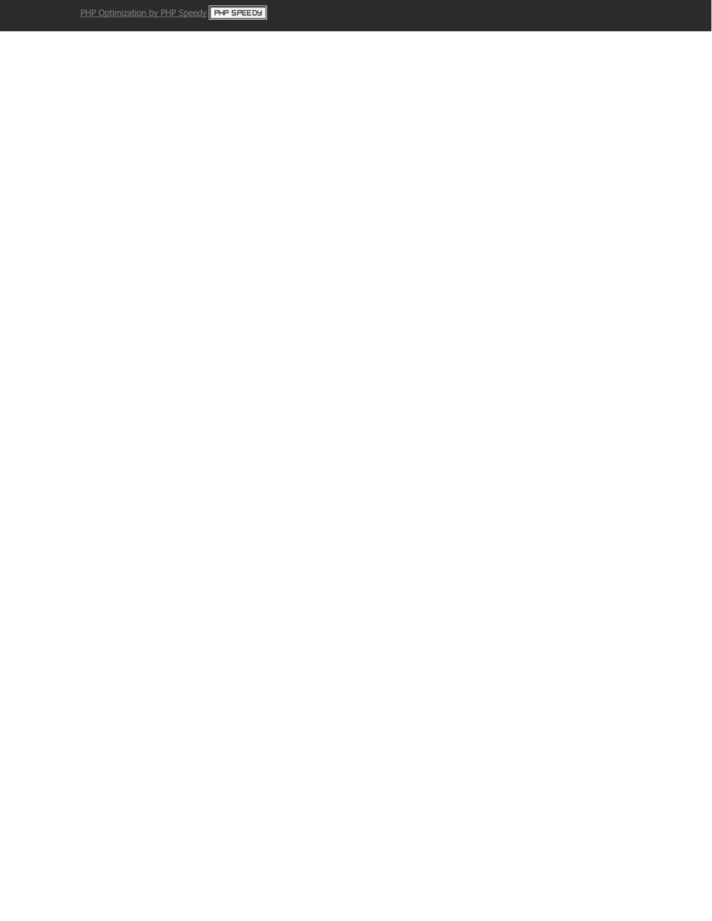PHP Optimization by PHP Speedy PHP SPEEDY